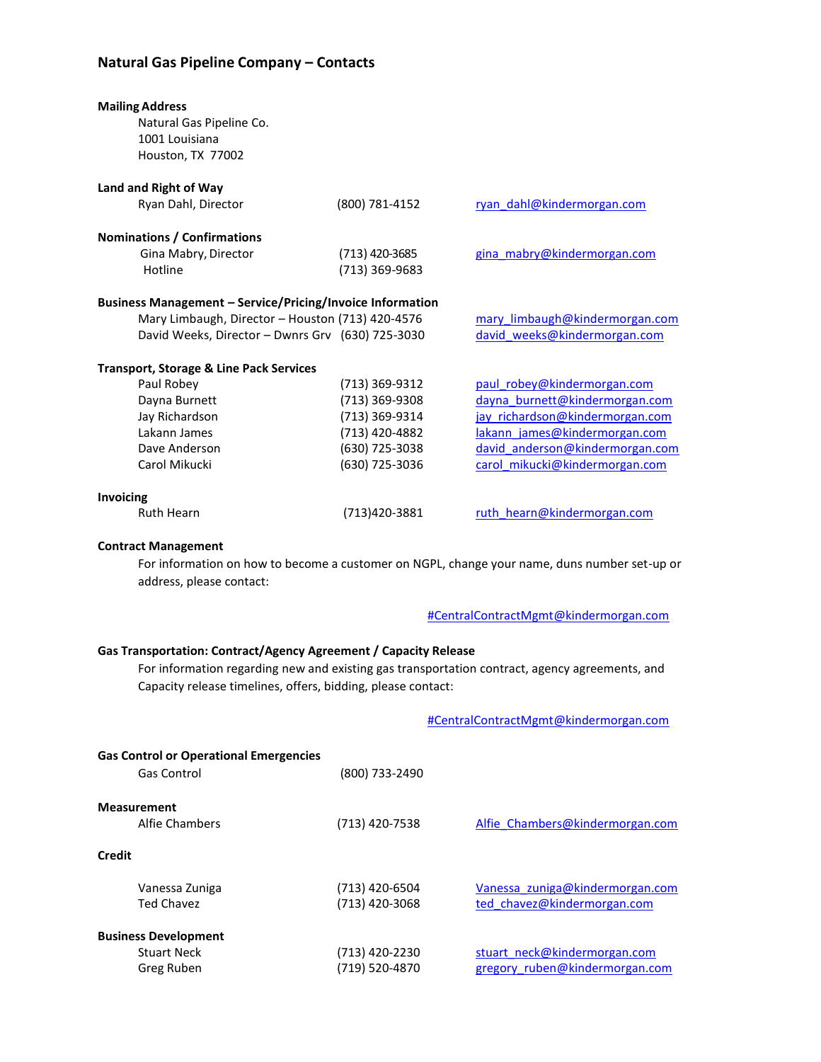# Natural Gas Pipeline Company – Contacts

**Mailing Address**

Natural Gas Pipeline Co.
1001 Louisiana
Houston, TX 77002

**Land and Right of Way**

| | | |
|---|---|---|
| Ryan Dahl, Director | (800) 781-4152 | ryan_dahl@kindermorgan.com |

**Nominations / Confirmations**

| | | |
|---|---|---|
| Gina Mabry, Director | (713) 420-3685 | gina_mabry@kindermorgan.com |
| Hotline | (713) 369-9683 | |

**Business Management – Service/Pricing/Invoice Information**

| | | |
|---|---|---|
| Mary Limbaugh, Director – Houston | (713) 420-4576 | mary_limbaugh@kindermorgan.com |
| David Weeks, Director – Dwnrs Grv | (630) 725-3030 | david_weeks@kindermorgan.com |

**Transport, Storage & Line Pack Services**

| | | |
|---|---|---|
| Paul Robey | (713) 369-9312 | paul_robey@kindermorgan.com |
| Dayna Burnett | (713) 369-9308 | dayna_burnett@kindermorgan.com |
| Jay Richardson | (713) 369-9314 | jay_richardson@kindermorgan.com |
| Lakann James | (713) 420-4882 | lakann_james@kindermorgan.com |
| Dave Anderson | (630) 725-3038 | david_anderson@kindermorgan.com |
| Carol Mikucki | (630) 725-3036 | carol_mikucki@kindermorgan.com |

**Invoicing**

| | | |
|---|---|---|
| Ruth Hearn | (713)420-3881 | ruth_hearn@kindermorgan.com |

**Contract Management**

For information on how to become a customer on NGPL, change your name, duns number set-up or address, please contact:

#CentralContractMgmt@kindermorgan.com

**Gas Transportation: Contract/Agency Agreement / Capacity Release**

For information regarding new and existing gas transportation contract, agency agreements, and Capacity release timelines, offers, bidding, please contact:

#CentralContractMgmt@kindermorgan.com

**Gas Control or Operational Emergencies**

| | |
|---|---|
| Gas Control | (800) 733-2490 |

**Measurement**

| | | |
|---|---|---|
| Alfie Chambers | (713) 420-7538 | Alfie_Chambers@kindermorgan.com |

**Credit**

| | | |
|---|---|---|
| Vanessa Zuniga | (713) 420-6504 | Vanessa_zuniga@kindermorgan.com |
| Ted Chavez | (713) 420-3068 | ted_chavez@kindermorgan.com |

**Business Development**

| | | |
|---|---|---|
| Stuart Neck | (713) 420-2230 | stuart_neck@kindermorgan.com |
| Greg Ruben | (719) 520-4870 | gregory_ruben@kindermorgan.com |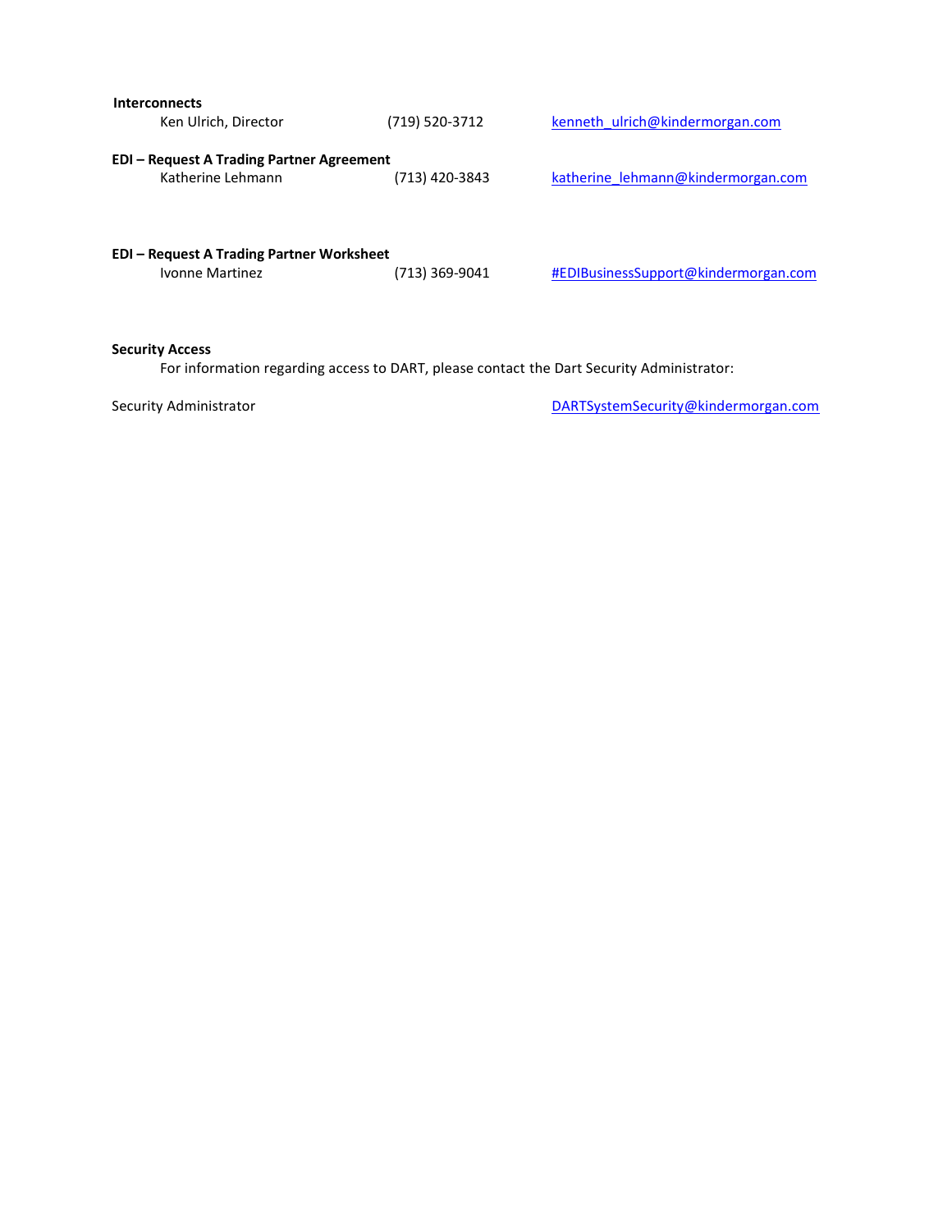**Interconnects**

Ken Ulrich, Director (719) 520-3712 kenneth_ulrich@kindermorgan.com

**EDI – Request A Trading Partner Agreement**

Katherine Lehmann (713) 420-3843 katherine_lehmann@kindermorgan.com

**EDI – Request A Trading Partner Worksheet**

Ivonne Martinez (713) 369-9041 #EDIBusinessSupport@kindermorgan.com

**Security Access**

For information regarding access to DART, please contact the Dart Security Administrator:

Security Administrator DARTSystemSecurity@kindermorgan.com